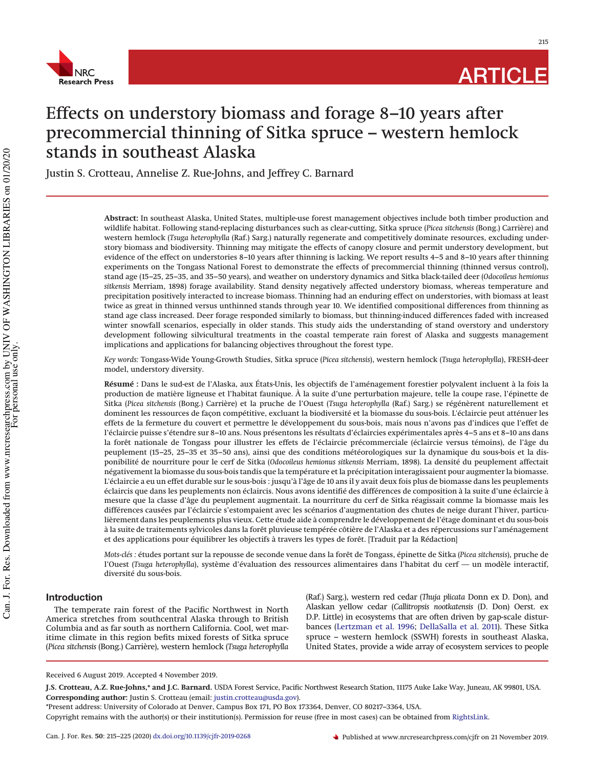# Effects on understory biomass and forage 8–10 years after precommercial thinning of Sitka spruce – western hemlock stands in southeast Alaska

Justin S. Crotteau, Annelise Z. Rue-Johns, and Jeffrey C. Barnard

**Abstract:** In southeast Alaska, United States, multiple-use forest management objectives include both timber production and wildlife habitat. Following stand-replacing disturbances such as clear-cutting, Sitka spruce (*Picea sitchensis* (Bong.) Carrière) and western hemlock (*Tsuga heterophylla* (Raf.) Sarg.) naturally regenerate and competitively dominate resources, excluding understory biomass and biodiversity. Thinning may mitigate the effects of canopy closure and permit understory development, but evidence of the effect on understories 8–10 years after thinning is lacking. We report results 4–5 and 8–10 years after thinning experiments on the Tongass National Forest to demonstrate the effects of precommercial thinning (thinned versus control), stand age (15–25, 25–35, and 35–50 years), and weather on understory dynamics and Sitka black-tailed deer (*Odocoileus hemionus sitkensis* Merriam, 1898) forage availability. Stand density negatively affected understory biomass, whereas temperature and precipitation positively interacted to increase biomass. Thinning had an enduring effect on understories, with biomass at least twice as great in thinned versus unthinned stands through year 10. We identified compositional differences from thinning as stand age class increased. Deer forage responded similarly to biomass, but thinning-induced differences faded with increased winter snowfall scenarios, especially in older stands. This study aids the understanding of stand overstory and understory development following silvicultural treatments in the coastal temperate rain forest of Alaska and suggests management implications and applications for balancing objectives throughout the forest type.

*Key words:* Tongass-Wide Young-Growth Studies, Sitka spruce (*Picea sitchensis*), western hemlock (*Tsuga heterophylla*), FRESH-deer model, understory diversity.

**Résumé :** Dans le sud-est de l'Alaska, aux États-Unis, les objectifs de l'aménagement forestier polyvalent incluent à la fois la production de matière ligneuse et l'habitat faunique. À la suite d'une perturbation majeure, telle la coupe rase, l'épinette de Sitka (*Picea sitchensis* (Bong.) Carrière) et la pruche de l'Ouest (*Tsuga heterophylla* (Raf.) Sarg.) se régénèrent naturellement et dominent les ressources de façon compétitive, excluant la biodiversité et la biomasse du sous-bois. L'éclaircie peut atténuer les effets de la fermeture du couvert et permettre le développement du sous-bois, mais nous n'avons pas d'indices que l'effet de l'éclaircie puisse s'étendre sur 8–10 ans. Nous présentons les résultats d'éclaircies expérimentales après 4–5 ans et 8–10 ans dans la forêt nationale de Tongass pour illustrer les effets de l'éclaircie précommerciale (éclaircie versus témoins), de l'âge du peuplement (15–25, 25–35 et 35–50 ans), ainsi que des conditions météorologiques sur la dynamique du sous-bois et la disponibilité de nourriture pour le cerf de Sitka (*Odocoileus hemionus sitkensis* Merriam, 1898). La densité du peuplement affectait négativement la biomasse du sous-bois tandis que la température et la précipitation interagissaient pour augmenter la biomasse. L'éclaircie a eu un effet durable sur le sous-bois : jusqu'à l'âge de 10 ans il y avait deux fois plus de biomasse dans les peuplements éclaircis que dans les peuplements non éclaircis. Nous avons identifié des différences de composition à la suite d'une éclaircie à mesure que la classe d'âge du peuplement augmentait. La nourriture du cerf de Sitka réagissait comme la biomasse mais les différences causées par l'éclaircie s'estompaient avec les scénarios d'augmentation des chutes de neige durant l'hiver, particulièrement dans les peuplements plus vieux. Cette étude aide à comprendre le développement de l'étage dominant et du sous-bois à la suite de traitements sylvicoles dans la forêt pluvieuse tempérée côtière de l'Alaska et a des répercussions sur l'aménagement et des applications pour équilibrer les objectifs à travers les types de forêt. [Traduit par la Rédaction]

*Mots-clés :* études portant sur la repousse de seconde venue dans la forêt de Tongass, épinette de Sitka (*Picea sitchensis*), pruche de l'Ouest (*Tsuga heterophylla*), système d'évaluation des ressources alimentaires dans l'habitat du cerf — un modèle interactif, diversité du sous-bois.

## Introduction

The temperate rain forest of the Pacific Northwest in North America stretches from southcentral Alaska through to British Columbia and as far south as northern California. Cool, wet maritime climate in this region befits mixed forests of Sitka spruce (*Picea sitchensis* (Bong.) Carrière), western hemlock (*Tsuga heterophylla* (Raf.) Sarg.), western red cedar (*Thuja plicata* Donn ex D. Don), and Alaskan yellow cedar (*Callitropsis nootkatensis* (D. Don) Oerst. ex D.P. Little) in ecosystems that are often driven by gap-scale disturbances (Lertzman et al. 1996; DellaSalla et al. 2011). These Sitka spruce – western hemlock (SSWH) forests in southeast Alaska, United States, provide a wide array of ecosystem services to people

Received 6 August 2019. Accepted 4 November 2019.

**J.S. Crotteau, A.Z. Rue-Johns,\* and J.C. Barnard.** USDA Forest Service, Pacific Northwest Research Station, 11175 Auke Lake Way, Juneau, AK 99801, USA.
**Corresponding author:** Justin S. Crotteau (email: justin.crotteau@usda.gov).
\*Present address: University of Colorado at Denver, Campus Box 171, PO Box 173364, Denver, CO 80217–3364, USA.
Copyright remains with the author(s) or their institution(s). Permission for reuse (free in most cases) can be obtained from RightsLink.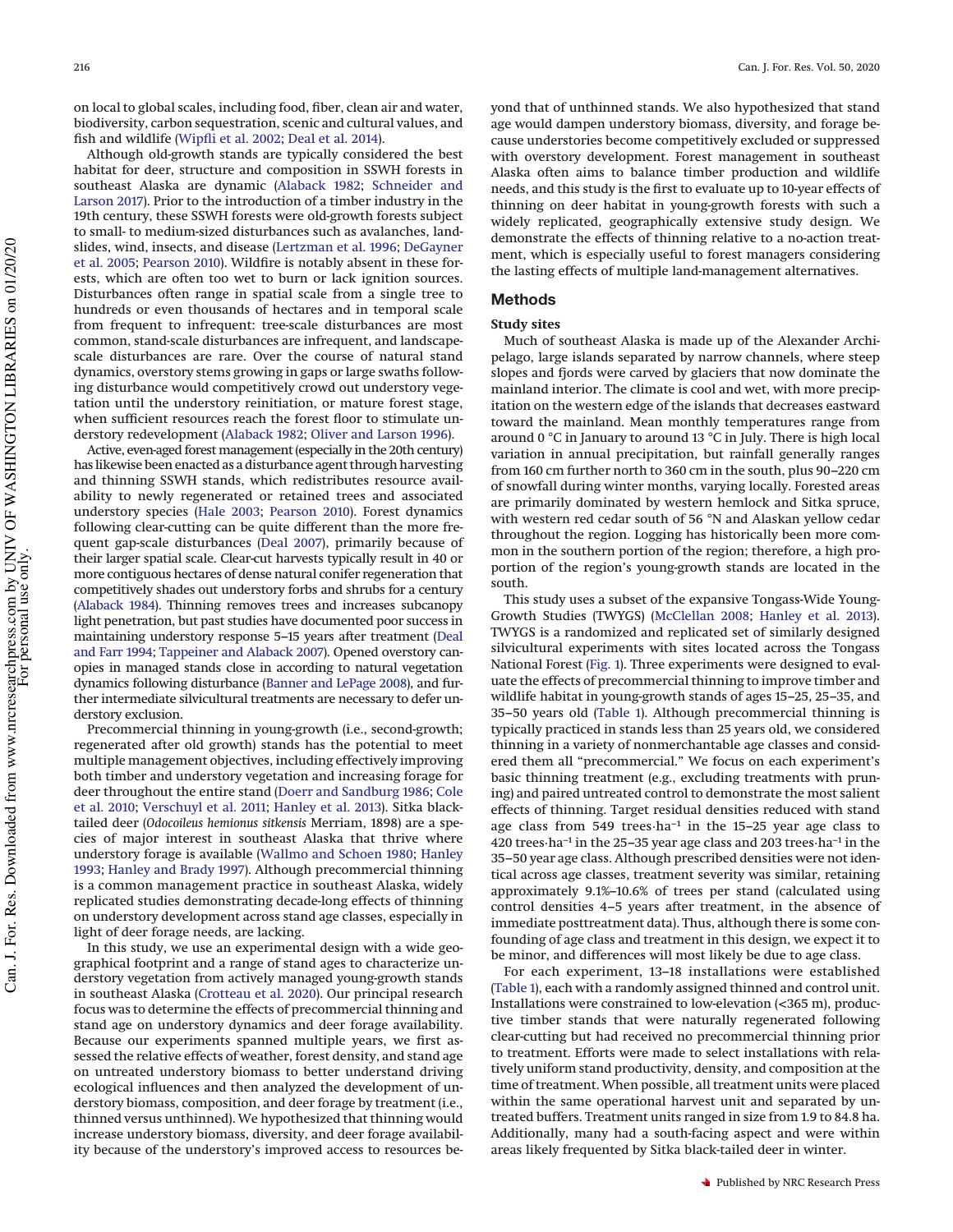on local to global scales, including food, fiber, clean air and water, biodiversity, carbon sequestration, scenic and cultural values, and fish and wildlife (Wipfli et al. 2002; Deal et al. 2014).

Although old-growth stands are typically considered the best habitat for deer, structure and composition in SSWH forests in southeast Alaska are dynamic (Alaback 1982; Schneider and Larson 2017). Prior to the introduction of a timber industry in the 19th century, these SSWH forests were old-growth forests subject to small- to medium-sized disturbances such as avalanches, landslides, wind, insects, and disease (Lertzman et al. 1996; DeGayner et al. 2005; Pearson 2010). Wildfire is notably absent in these forests, which are often too wet to burn or lack ignition sources. Disturbances often range in spatial scale from a single tree to hundreds or even thousands of hectares and in temporal scale from frequent to infrequent: tree-scale disturbances are most common, stand-scale disturbances are infrequent, and landscape-scale disturbances are rare. Over the course of natural stand dynamics, overstory stems growing in gaps or large swaths following disturbance would competitively crowd out understory vegetation until the understory reinitiation, or mature forest stage, when sufficient resources reach the forest floor to stimulate understory redevelopment (Alaback 1982; Oliver and Larson 1996).

Active, even-aged forest management (especially in the 20th century) has likewise been enacted as a disturbance agent through harvesting and thinning SSWH stands, which redistributes resource availability to newly regenerated or retained trees and associated understory species (Hale 2003; Pearson 2010). Forest dynamics following clear-cutting can be quite different than the more frequent gap-scale disturbances (Deal 2007), primarily because of their larger spatial scale. Clear-cut harvests typically result in 40 or more contiguous hectares of dense natural conifer regeneration that competitively shades out understory forbs and shrubs for a century (Alaback 1984). Thinning removes trees and increases subcanopy light penetration, but past studies have documented poor success in maintaining understory response 5–15 years after treatment (Deal and Farr 1994; Tappeiner and Alaback 2007). Opened overstory canopies in managed stands close in according to natural vegetation dynamics following disturbance (Banner and LePage 2008), and further intermediate silvicultural treatments are necessary to defer understory exclusion.

Precommercial thinning in young-growth (i.e., second-growth; regenerated after old growth) stands has the potential to meet multiple management objectives, including effectively improving both timber and understory vegetation and increasing forage for deer throughout the entire stand (Doerr and Sandburg 1986; Cole et al. 2010; Verschuyl et al. 2011; Hanley et al. 2013). Sitka black-tailed deer (*Odocoileus hemionus sitkensis* Merriam, 1898) are a species of major interest in southeast Alaska that thrive where understory forage is available (Wallmo and Schoen 1980; Hanley 1993; Hanley and Brady 1997). Although precommercial thinning is a common management practice in southeast Alaska, widely replicated studies demonstrating decade-long effects of thinning on understory development across stand age classes, especially in light of deer forage needs, are lacking.

In this study, we use an experimental design with a wide geographical footprint and a range of stand ages to characterize understory vegetation from actively managed young-growth stands in southeast Alaska (Crotteau et al. 2020). Our principal research focus was to determine the effects of precommercial thinning and stand age on understory dynamics and deer forage availability. Because our experiments spanned multiple years, we first assessed the relative effects of weather, forest density, and stand age on untreated understory biomass to better understand driving ecological influences and then analyzed the development of understory biomass, composition, and deer forage by treatment (i.e., thinned versus unthinned). We hypothesized that thinning would increase understory biomass, diversity, and deer forage availability because of the understory's improved access to resources beyond that of unthinned stands. We also hypothesized that stand age would dampen understory biomass, diversity, and forage because understories become competitively excluded or suppressed with overstory development. Forest management in southeast Alaska often aims to balance timber production and wildlife needs, and this study is the first to evaluate up to 10-year effects of thinning on deer habitat in young-growth forests with such a widely replicated, geographically extensive study design. We demonstrate the effects of thinning relative to a no-action treatment, which is especially useful to forest managers considering the lasting effects of multiple land-management alternatives.

## Methods

### Study sites

Much of southeast Alaska is made up of the Alexander Archipelago, large islands separated by narrow channels, where steep slopes and fjords were carved by glaciers that now dominate the mainland interior. The climate is cool and wet, with more precipitation on the western edge of the islands that decreases eastward toward the mainland. Mean monthly temperatures range from around 0 °C in January to around 13 °C in July. There is high local variation in annual precipitation, but rainfall generally ranges from 160 cm further north to 360 cm in the south, plus 90–220 cm of snowfall during winter months, varying locally. Forested areas are primarily dominated by western hemlock and Sitka spruce, with western red cedar south of 56 °N and Alaskan yellow cedar throughout the region. Logging has historically been more common in the southern portion of the region; therefore, a high proportion of the region's young-growth stands are located in the south.

This study uses a subset of the expansive Tongass-Wide Young-Growth Studies (TWYGS) (McClellan 2008; Hanley et al. 2013). TWYGS is a randomized and replicated set of similarly designed silvicultural experiments with sites located across the Tongass National Forest (Fig. 1). Three experiments were designed to evaluate the effects of precommercial thinning to improve timber and wildlife habitat in young-growth stands of ages 15–25, 25–35, and 35–50 years old (Table 1). Although precommercial thinning is typically practiced in stands less than 25 years old, we considered thinning in a variety of nonmerchantable age classes and considered them all "precommercial." We focus on each experiment's basic thinning treatment (e.g., excluding treatments with pruning) and paired untreated control to demonstrate the most salient effects of thinning. Target residual densities reduced with stand age class from 549 trees·ha$^{-1}$ in the 15–25 year age class to 420 trees·ha$^{-1}$ in the 25–35 year age class and 203 trees·ha$^{-1}$ in the 35–50 year age class. Although prescribed densities were not identical across age classes, treatment severity was similar, retaining approximately 9.1%–10.6% of trees per stand (calculated using control densities 4–5 years after treatment, in the absence of immediate posttreatment data). Thus, although there is some confounding of age class and treatment in this design, we expect it to be minor, and differences will most likely be due to age class.

For each experiment, 13–18 installations were established (Table 1), each with a randomly assigned thinned and control unit. Installations were constrained to low-elevation (<365 m), productive timber stands that were naturally regenerated following clear-cutting but had received no precommercial thinning prior to treatment. Efforts were made to select installations with relatively uniform stand productivity, density, and composition at the time of treatment. When possible, all treatment units were placed within the same operational harvest unit and separated by untreated buffers. Treatment units ranged in size from 1.9 to 84.8 ha. Additionally, many had a south-facing aspect and were within areas likely frequented by Sitka black-tailed deer in winter.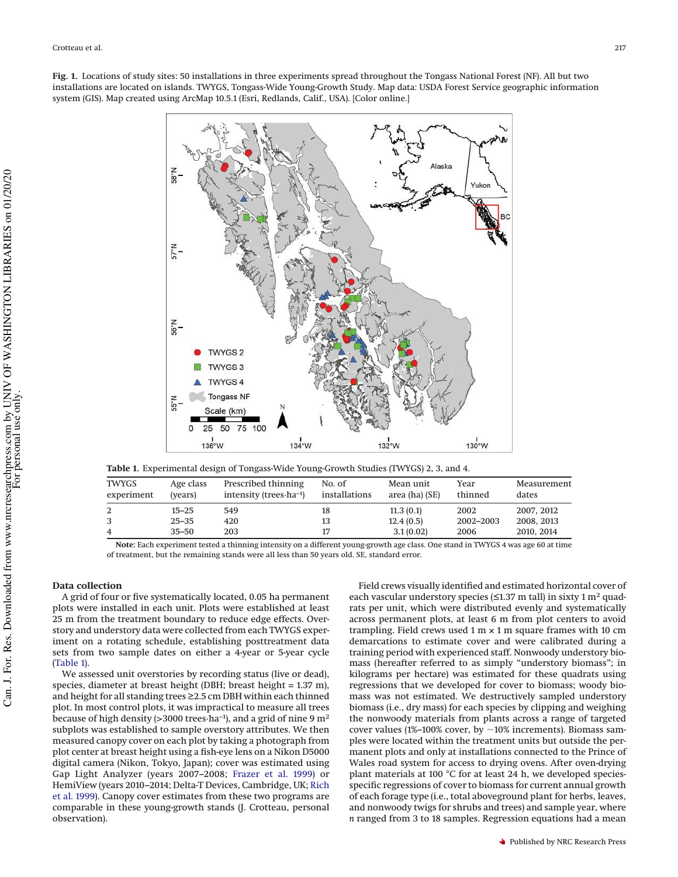**Fig. 1.** Locations of study sites: 50 installations in three experiments spread throughout the Tongass National Forest (NF). All but two installations are located on islands. TWYGS, Tongass-Wide Young-Growth Study. Map data: USDA Forest Service geographic information system (GIS). Map created using ArcMap 10.5.1 (Esri, Redlands, Calif., USA). [Color online.]

**Table 1.** Experimental design of Tongass-Wide Young-Growth Studies (TWYGS) 2, 3, and 4.

| TWYGS experiment | Age class (years) | Prescribed thinning intensity (trees·ha$^{-1}$) | No. of installations | Mean unit area (ha) (SE) | Year thinned | Measurement dates |
|---|---|---|---|---|---|---|
| 2 | 15–25 | 549 | 18 | 11.3 (0.1) | 2002 | 2007, 2012 |
| 3 | 25–35 | 420 | 13 | 12.4 (0.5) | 2002–2003 | 2008, 2013 |
| 4 | 35–50 | 203 | 17 | 3.1 (0.02) | 2006 | 2010, 2014 |

**Note:** Each experiment tested a thinning intensity on a different young-growth age class. One stand in TWYGS 4 was age 60 at time of treatment, but the remaining stands were all less than 50 years old. SE, standard error.

### Data collection

A grid of four or five systematically located, 0.05 ha permanent plots were installed in each unit. Plots were established at least 25 m from the treatment boundary to reduce edge effects. Overstory and understory data were collected from each TWYGS experiment on a rotating schedule, establishing posttreatment data sets from two sample dates on either a 4-year or 5-year cycle (Table 1).

We assessed unit overstories by recording status (live or dead), species, diameter at breast height (DBH; breast height = 1.37 m), and height for all standing trees ≥2.5 cm DBH within each thinned plot. In most control plots, it was impractical to measure all trees because of high density (>3000 trees·ha$^{-1}$), and a grid of nine 9 m$^2$ subplots was established to sample overstory attributes. We then measured canopy cover on each plot by taking a photograph from plot center at breast height using a fish-eye lens on a Nikon D5000 digital camera (Nikon, Tokyo, Japan); cover was estimated using Gap Light Analyzer (years 2007–2008; Frazer et al. 1999) or HemiView (years 2010–2014; Delta-T Devices, Cambridge, UK; Rich et al. 1999). Canopy cover estimates from these two programs are comparable in these young-growth stands (J. Crotteau, personal observation).

Field crews visually identified and estimated horizontal cover of each vascular understory species (≤1.37 m tall) in sixty 1 m$^2$ quadrats per unit, which were distributed evenly and systematically across permanent plots, at least 6 m from plot centers to avoid trampling. Field crews used 1 m × 1 m square frames with 10 cm demarcations to estimate cover and were calibrated during a training period with experienced staff. Nonwoody understory biomass (hereafter referred to as simply "understory biomass"; in kilograms per hectare) was estimated for these quadrats using regressions that we developed for cover to biomass; woody biomass was not estimated. We destructively sampled understory biomass (i.e., dry mass) for each species by clipping and weighing the nonwoody materials from plants across a range of targeted cover values (1%–100% cover, by ~10% increments). Biomass samples were located within the treatment units but outside the permanent plots and only at installations connected to the Prince of Wales road system for access to drying ovens. After oven-drying plant materials at 100 °C for at least 24 h, we developed species-specific regressions of cover to biomass for current annual growth of each forage type (i.e., total aboveground plant for herbs, leaves, and nonwoody twigs for shrubs and trees) and sample year, where *n* ranged from 3 to 18 samples. Regression equations had a mean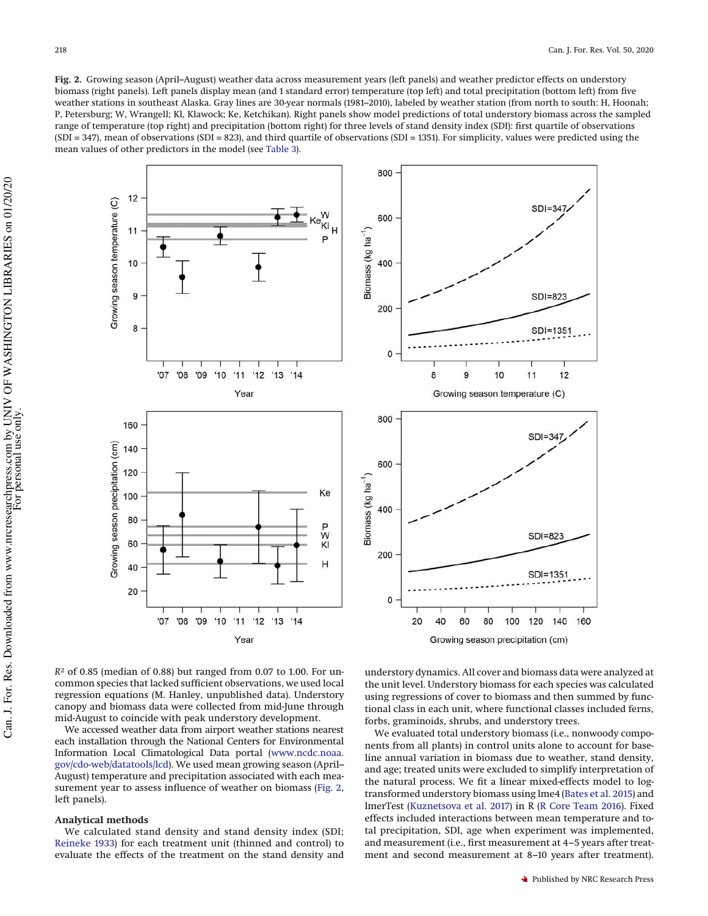**Fig. 2.** Growing season (April–August) weather data across measurement years (left panels) and weather predictor effects on understory biomass (right panels). Left panels display mean (and 1 standard error) temperature (top left) and total precipitation (bottom left) from five weather stations in southeast Alaska. Gray lines are 30-year normals (1981–2010), labeled by weather station (from north to south: H, Hoonah; P, Petersburg; W, Wrangell; Kl, Klawock; Ke, Ketchikan). Right panels show model predictions of total understory biomass across the sampled range of temperature (top right) and precipitation (bottom right) for three levels of stand density index (SDI): first quartile of observations (SDI = 347), mean of observations (SDI = 823), and third quartile of observations (SDI = 1351). For simplicity, values were predicted using the mean values of other predictors in the model (see Table 3).

$R^2$ of 0.85 (median of 0.88) but ranged from 0.07 to 1.00. For uncommon species that lacked sufficient observations, we used local regression equations (M. Hanley, unpublished data). Understory canopy and biomass data were collected from mid-June through mid-August to coincide with peak understory development.

We accessed weather data from airport weather stations nearest each installation through the National Centers for Environmental Information Local Climatological Data portal (www.ncdc.noaa.gov/cdo-web/datatools/lcd). We used mean growing season (April–August) temperature and precipitation associated with each measurement year to assess influence of weather on biomass (Fig. 2, left panels).

### Analytical methods

We calculated stand density and stand density index (SDI; Reineke 1933) for each treatment unit (thinned and control) to evaluate the effects of the treatment on the stand density and understory dynamics. All cover and biomass data were analyzed at the unit level. Understory biomass for each species was calculated using regressions of cover to biomass and then summed by functional class in each unit, where functional classes included ferns, forbs, graminoids, shrubs, and understory trees.

We evaluated total understory biomass (i.e., nonwoody components from all plants) in control units alone to account for baseline annual variation in biomass due to weather, stand density, and age; treated units were excluded to simplify interpretation of the natural process. We fit a linear mixed-effects model to log-transformed understory biomass using lme4 (Bates et al. 2015) and lmerTest (Kuznetsova et al. 2017) in R (R Core Team 2016). Fixed effects included interactions between mean temperature and total precipitation, SDI, age when experiment was implemented, and measurement (i.e., first measurement at 4–5 years after treatment and second measurement at 8–10 years after treatment).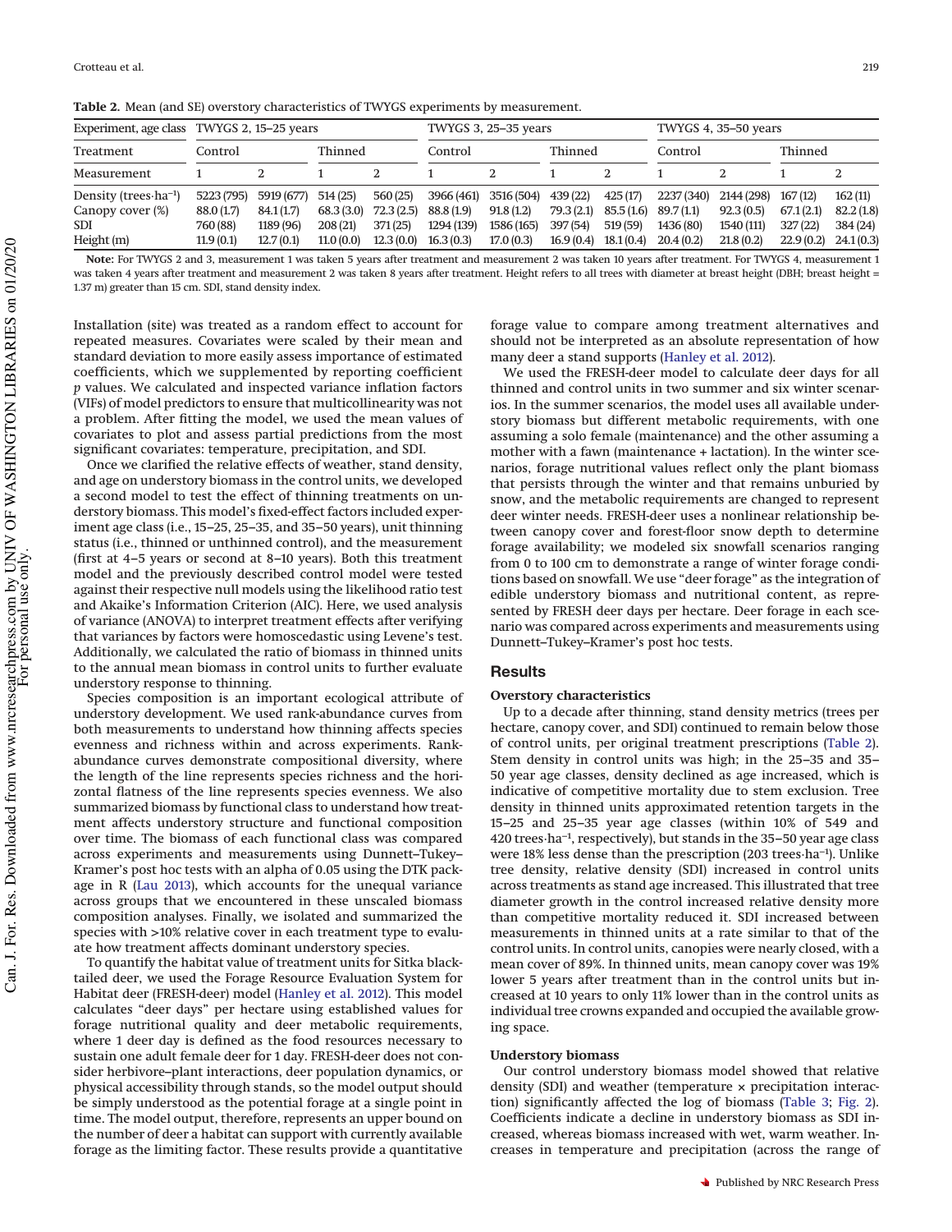**Table 2.** Mean (and SE) overstory characteristics of TWYGS experiments by measurement.

| Experiment, age class | TWYGS 2, 15–25 years | | | | TWYGS 3, 25–35 years | | | | TWYGS 4, 35–50 years | | | |
|---|---|---|---|---|---|---|---|---|---|---|---|---|
| Treatment | Control | | Thinned | | Control | | Thinned | | Control | | Thinned | |
| Measurement | 1 | 2 | 1 | 2 | 1 | 2 | 1 | 2 | 1 | 2 | 1 | 2 |
| Density (trees·ha$^{-1}$) | 5223 (795) | 5919 (677) | 514 (25) | 560 (25) | 3966 (461) | 3516 (504) | 439 (22) | 425 (17) | 2237 (340) | 2144 (298) | 167 (12) | 162 (11) |
| Canopy cover (%) | 88.0 (1.7) | 84.1 (1.7) | 68.3 (3.0) | 72.3 (2.5) | 88.8 (1.9) | 91.8 (1.2) | 79.3 (2.1) | 85.5 (1.6) | 89.7 (1.1) | 92.3 (0.5) | 67.1 (2.1) | 82.2 (1.8) |
| SDI | 760 (88) | 1189 (96) | 208 (21) | 371 (25) | 1294 (139) | 1586 (165) | 397 (54) | 519 (59) | 1436 (80) | 1540 (111) | 327 (22) | 384 (24) |
| Height (m) | 11.9 (0.1) | 12.7 (0.1) | 11.0 (0.0) | 12.3 (0.0) | 16.3 (0.3) | 17.0 (0.3) | 16.9 (0.4) | 18.1 (0.4) | 20.4 (0.2) | 21.8 (0.2) | 22.9 (0.2) | 24.1 (0.3) |

**Note:** For TWYGS 2 and 3, measurement 1 was taken 5 years after treatment and measurement 2 was taken 10 years after treatment. For TWYGS 4, measurement 1 was taken 4 years after treatment and measurement 2 was taken 8 years after treatment. Height refers to all trees with diameter at breast height (DBH; breast height = 1.37 m) greater than 15 cm. SDI, stand density index.

Installation (site) was treated as a random effect to account for repeated measures. Covariates were scaled by their mean and standard deviation to more easily assess importance of estimated coefficients, which we supplemented by reporting coefficient *p* values. We calculated and inspected variance inflation factors (VIFs) of model predictors to ensure that multicollinearity was not a problem. After fitting the model, we used the mean values of covariates to plot and assess partial predictions from the most significant covariates: temperature, precipitation, and SDI.

Once we clarified the relative effects of weather, stand density, and age on understory biomass in the control units, we developed a second model to test the effect of thinning treatments on understory biomass. This model's fixed-effect factors included experiment age class (i.e., 15–25, 25–35, and 35–50 years), unit thinning status (i.e., thinned or unthinned control), and the measurement (first at 4–5 years or second at 8–10 years). Both this treatment model and the previously described control model were tested against their respective null models using the likelihood ratio test and Akaike's Information Criterion (AIC). Here, we used analysis of variance (ANOVA) to interpret treatment effects after verifying that variances by factors were homoscedastic using Levene's test. Additionally, we calculated the ratio of biomass in thinned units to the annual mean biomass in control units to further evaluate understory response to thinning.

Species composition is an important ecological attribute of understory development. We used rank-abundance curves from both measurements to understand how thinning affects species evenness and richness within and across experiments. Rank-abundance curves demonstrate compositional diversity, where the length of the line represents species richness and the horizontal flatness of the line represents species evenness. We also summarized biomass by functional class to understand how treatment affects understory structure and functional composition over time. The biomass of each functional class was compared across experiments and measurements using Dunnett–Tukey–Kramer's post hoc tests with an alpha of 0.05 using the DTK package in R (Lau 2013), which accounts for the unequal variance across groups that we encountered in these unscaled biomass composition analyses. Finally, we isolated and summarized the species with >10% relative cover in each treatment type to evaluate how treatment affects dominant understory species.

To quantify the habitat value of treatment units for Sitka black-tailed deer, we used the Forage Resource Evaluation System for Habitat deer (FRESH-deer) model (Hanley et al. 2012). This model calculates "deer days" per hectare using established values for forage nutritional quality and deer metabolic requirements, where 1 deer day is defined as the food resources necessary to sustain one adult female deer for 1 day. FRESH-deer does not consider herbivore–plant interactions, deer population dynamics, or physical accessibility through stands, so the model output should be simply understood as the potential forage at a single point in time. The model output, therefore, represents an upper bound on the number of deer a habitat can support with currently available forage as the limiting factor. These results provide a quantitative forage value to compare among treatment alternatives and should not be interpreted as an absolute representation of how many deer a stand supports (Hanley et al. 2012).

We used the FRESH-deer model to calculate deer days for all thinned and control units in two summer and six winter scenarios. In the summer scenarios, the model uses all available understory biomass but different metabolic requirements, with one assuming a solo female (maintenance) and the other assuming a mother with a fawn (maintenance + lactation). In the winter scenarios, forage nutritional values reflect only the plant biomass that persists through the winter and that remains unburied by snow, and the metabolic requirements are changed to represent deer winter needs. FRESH-deer uses a nonlinear relationship between canopy cover and forest-floor snow depth to determine forage availability; we modeled six snowfall scenarios ranging from 0 to 100 cm to demonstrate a range of winter forage conditions based on snowfall. We use "deer forage" as the integration of edible understory biomass and nutritional content, as represented by FRESH deer days per hectare. Deer forage in each scenario was compared across experiments and measurements using Dunnett–Tukey–Kramer's post hoc tests.

## Results

### Overstory characteristics

Up to a decade after thinning, stand density metrics (trees per hectare, canopy cover, and SDI) continued to remain below those of control units, per original treatment prescriptions (Table 2). Stem density in control units was high; in the 25–35 and 35–50 year age classes, density declined as age increased, which is indicative of competitive mortality due to stem exclusion. Tree density in thinned units approximated retention targets in the 15–25 and 25–35 year age classes (within 10% of 549 and 420 trees·ha$^{-1}$, respectively), but stands in the 35–50 year age class were 18% less dense than the prescription (203 trees·ha$^{-1}$). Unlike tree density, relative density (SDI) increased in control units across treatments as stand age increased. This illustrated that tree diameter growth in the control increased relative density more than competitive mortality reduced it. SDI increased between measurements in thinned units at a rate similar to that of the control units. In control units, canopies were nearly closed, with a mean cover of 89%. In thinned units, mean canopy cover was 19% lower 5 years after treatment than in the control units but increased at 10 years to only 11% lower than in the control units as individual tree crowns expanded and occupied the available growing space.

### Understory biomass

Our control understory biomass model showed that relative density (SDI) and weather (temperature × precipitation interaction) significantly affected the log of biomass (Table 3; Fig. 2). Coefficients indicate a decline in understory biomass as SDI increased, whereas biomass increased with wet, warm weather. Increases in temperature and precipitation (across the range of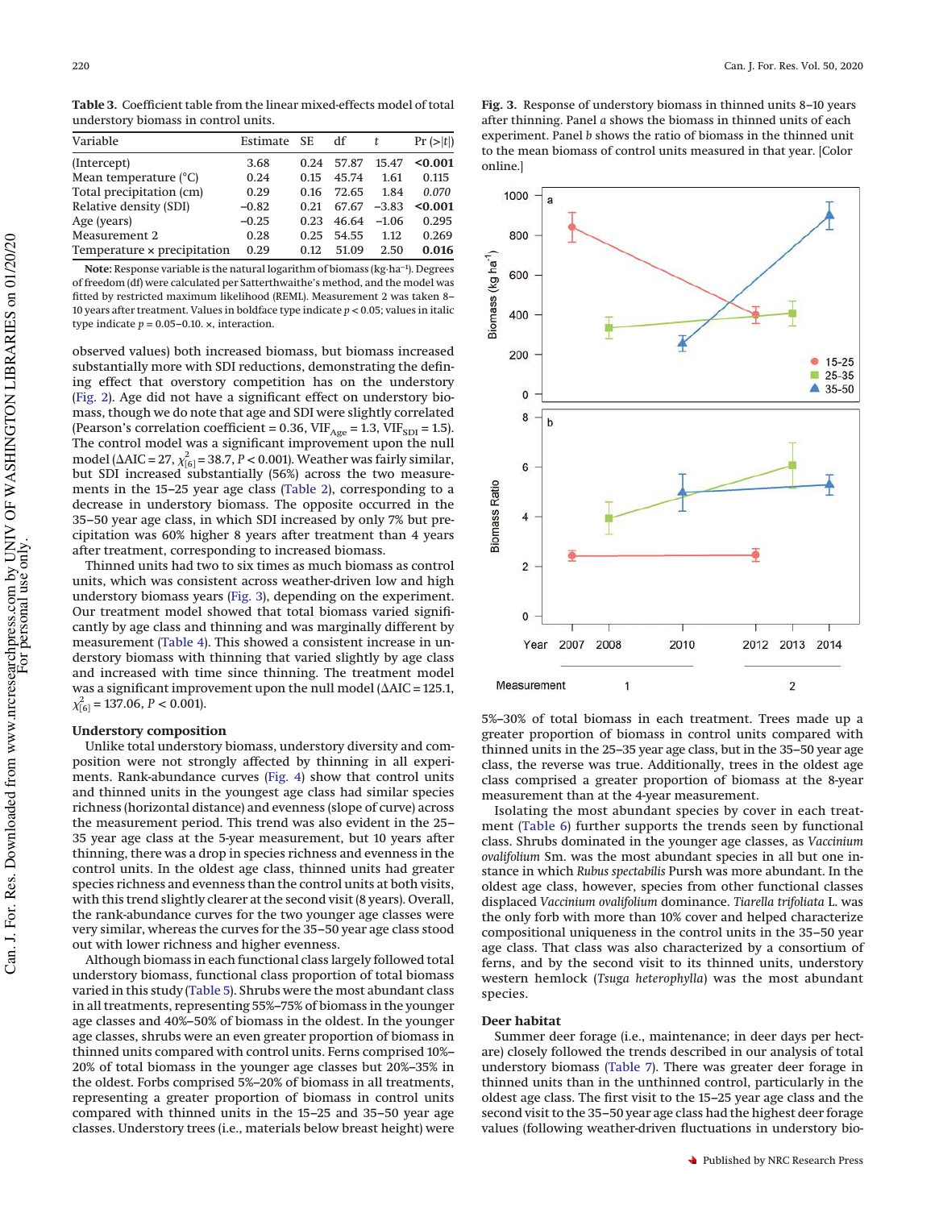**Table 3.** Coefficient table from the linear mixed-effects model of total understory biomass in control units.

| Variable | Estimate | SE | df | *t* | Pr (>\|*t*\|) |
|---|---|---|---|---|---|
| (Intercept) | 3.68 | 0.24 | 57.87 | 15.47 | **<0.001** |
| Mean temperature (°C) | 0.24 | 0.15 | 45.74 | 1.61 | 0.115 |
| Total precipitation (cm) | 0.29 | 0.16 | 72.65 | 1.84 | *0.070* |
| Relative density (SDI) | −0.82 | 0.21 | 67.67 | −3.83 | **<0.001** |
| Age (years) | −0.25 | 0.23 | 46.64 | −1.06 | 0.295 |
| Measurement 2 | 0.28 | 0.25 | 54.55 | 1.12 | 0.269 |
| Temperature × precipitation | 0.29 | 0.12 | 51.09 | 2.50 | **0.016** |

**Note:** Response variable is the natural logarithm of biomass (kg·ha$^{-1}$). Degrees of freedom (df) were calculated per Satterthwaite's method, and the model was fitted by restricted maximum likelihood (REML). Measurement 2 was taken 8–10 years after treatment. Values in boldface type indicate $p < 0.05$; values in italic type indicate $p$ = 0.05–0.10. ×, interaction.

observed values) both increased biomass, but biomass increased substantially more with SDI reductions, demonstrating the defining effect that overstory competition has on the understory (Fig. 2). Age did not have a significant effect on understory biomass, though we do note that age and SDI were slightly correlated (Pearson's correlation coefficient = 0.36, $VIF_{Age}$ = 1.3, $VIF_{SDI}$ = 1.5). The control model was a significant improvement upon the null model (ΔAIC = 27, $\chi^2_{[6]}$ = 38.7, $P < 0.001$). Weather was fairly similar, but SDI increased substantially (56%) across the two measurements in the 15–25 year age class (Table 2), corresponding to a decrease in understory biomass. The opposite occurred in the 35–50 year age class, in which SDI increased by only 7% but precipitation was 60% higher 8 years after treatment than 4 years after treatment, corresponding to increased biomass.

Thinned units had two to six times as much biomass as control units, which was consistent across weather-driven low and high understory biomass years (Fig. 3), depending on the experiment. Our treatment model showed that total biomass varied significantly by age class and thinning and was marginally different by measurement (Table 4). This showed a consistent increase in understory biomass with thinning that varied slightly by age class and increased with time since thinning. The treatment model was a significant improvement upon the null model (ΔAIC = 125.1, $\chi^2_{[6]}$ = 137.06, $P < 0.001$).

**Fig. 3.** Response of understory biomass in thinned units 8–10 years after thinning. Panel *a* shows the biomass in thinned units of each experiment. Panel *b* shows the ratio of biomass in the thinned unit to the mean biomass of control units measured in that year. [Color online.]

### Understory composition

Unlike total understory biomass, understory diversity and composition were not strongly affected by thinning in all experiments. Rank-abundance curves (Fig. 4) show that control units and thinned units in the youngest age class had similar species richness (horizontal distance) and evenness (slope of curve) across the measurement period. This trend was also evident in the 25–35 year age class at the 5-year measurement, but 10 years after thinning, there was a drop in species richness and evenness in the control units. In the oldest age class, thinned units had greater species richness and evenness than the control units at both visits, with this trend slightly clearer at the second visit (8 years). Overall, the rank-abundance curves for the two younger age classes were very similar, whereas the curves for the 35–50 year age class stood out with lower richness and higher evenness.

Although biomass in each functional class largely followed total understory biomass, functional class proportion of total biomass varied in this study (Table 5). Shrubs were the most abundant class in all treatments, representing 55%–75% of biomass in the younger age classes and 40%–50% of biomass in the oldest. In the younger age classes, shrubs were an even greater proportion of biomass in thinned units compared with control units. Ferns comprised 10%–20% of total biomass in the younger age classes but 20%–35% in the oldest. Forbs comprised 5%–20% of biomass in all treatments, representing a greater proportion of biomass in control units compared with thinned units in the 15–25 and 35–50 year age classes. Understory trees (i.e., materials below breast height) were 5%–30% of total biomass in each treatment. Trees made up a greater proportion of biomass in control units compared with thinned units in the 25–35 year age class, but in the 35–50 year age class, the reverse was true. Additionally, trees in the oldest age class comprised a greater proportion of biomass at the 8-year measurement than at the 4-year measurement.

Isolating the most abundant species by cover in each treatment (Table 6) further supports the trends seen by functional class. Shrubs dominated in the younger age classes, as *Vaccinium ovalifolium* Sm. was the most abundant species in all but one instance in which *Rubus spectabilis* Pursh was more abundant. In the oldest age class, however, species from other functional classes displaced *Vaccinium ovalifolium* dominance. *Tiarella trifoliata* L. was the only forb with more than 10% cover and helped characterize compositional uniqueness in the control units in the 35–50 year age class. That class was also characterized by a consortium of ferns, and by the second visit to its thinned units, understory western hemlock (*Tsuga heterophylla*) was the most abundant species.

### Deer habitat

Summer deer forage (i.e., maintenance; in deer days per hectare) closely followed the trends described in our analysis of total understory biomass (Table 7). There was greater deer forage in thinned units than in the unthinned control, particularly in the oldest age class. The first visit to the 15–25 year age class and the second visit to the 35–50 year age class had the highest deer forage values (following weather-driven fluctuations in understory bio-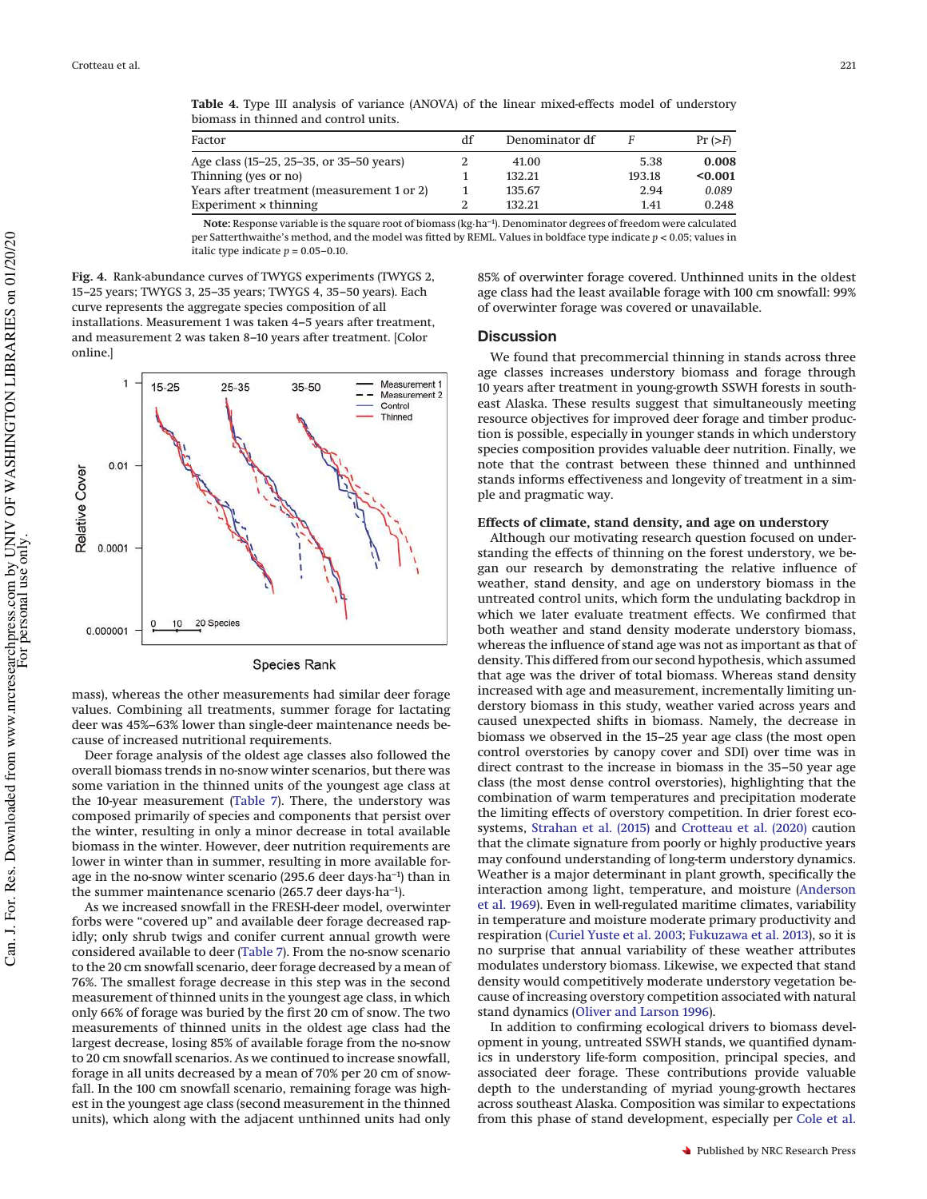**Table 4.** Type III analysis of variance (ANOVA) of the linear mixed-effects model of understory biomass in thinned and control units.

| Factor | df | Denominator df | $F$ | Pr (>$F$) |
|---|---|---|---|---|
| Age class (15–25, 25–35, or 35–50 years) | 2 | 41.00 | 5.38 | **0.008** |
| Thinning (yes or no) | 1 | 132.21 | 193.18 | **<0.001** |
| Years after treatment (measurement 1 or 2) | 1 | 135.67 | 2.94 | *0.089* |
| Experiment × thinning | 2 | 132.21 | 1.41 | 0.248 |

**Note:** Response variable is the square root of biomass (kg·ha$^{-1}$). Denominator degrees of freedom were calculated per Satterthwaite's method, and the model was fitted by REML. Values in boldface type indicate $p < 0.05$; values in italic type indicate $p = 0.05$–$0.10$.

**Fig. 4.** Rank-abundance curves of TWYGS experiments (TWYGS 2, 15–25 years; TWYGS 3, 25–35 years; TWYGS 4, 35–50 years). Each curve represents the aggregate species composition of all installations. Measurement 1 was taken 4–5 years after treatment, and measurement 2 was taken 8–10 years after treatment. [Color online.]

mass), whereas the other measurements had similar deer forage values. Combining all treatments, summer forage for lactating deer was 45%–63% lower than single-deer maintenance needs because of increased nutritional requirements.

Deer forage analysis of the oldest age classes also followed the overall biomass trends in no-snow winter scenarios, but there was some variation in the thinned units of the youngest age class at the 10-year measurement (Table 7). There, the understory was composed primarily of species and components that persist over the winter, resulting in only a minor decrease in total available biomass in the winter. However, deer nutrition requirements are lower in winter than in summer, resulting in more available forage in the no-snow winter scenario (295.6 deer days·ha$^{-1}$) than in the summer maintenance scenario (265.7 deer days·ha$^{-1}$).

As we increased snowfall in the FRESH-deer model, overwinter forbs were "covered up" and available deer forage decreased rapidly; only shrub twigs and conifer current annual growth were considered available to deer (Table 7). From the no-snow scenario to the 20 cm snowfall scenario, deer forage decreased by a mean of 76%. The smallest forage decrease in this step was in the second measurement of thinned units in the youngest age class, in which only 66% of forage was buried by the first 20 cm of snow. The two measurements of thinned units in the oldest age class had the largest decrease, losing 85% of available forage from the no-snow to 20 cm snowfall scenarios. As we continued to increase snowfall, forage in all units decreased by a mean of 70% per 20 cm of snowfall. In the 100 cm snowfall scenario, remaining forage was highest in the youngest age class (second measurement in the thinned units), which along with the adjacent unthinned units had only 85% of overwinter forage covered. Unthinned units in the oldest age class had the least available forage with 100 cm snowfall: 99% of overwinter forage was covered or unavailable.

## Discussion

We found that precommercial thinning in stands across three age classes increases understory biomass and forage through 10 years after treatment in young-growth SSWH forests in southeast Alaska. These results suggest that simultaneously meeting resource objectives for improved deer forage and timber production is possible, especially in younger stands in which understory species composition provides valuable deer nutrition. Finally, we note that the contrast between these thinned and unthinned stands informs effectiveness and longevity of treatment in a simple and pragmatic way.

### Effects of climate, stand density, and age on understory

Although our motivating research question focused on understanding the effects of thinning on the forest understory, we began our research by demonstrating the relative influence of weather, stand density, and age on understory biomass in the untreated control units, which form the undulating backdrop in which we later evaluate treatment effects. We confirmed that both weather and stand density moderate understory biomass, whereas the influence of stand age was not as important as that of density. This differed from our second hypothesis, which assumed that age was the driver of total biomass. Whereas stand density increased with age and measurement, incrementally limiting understory biomass in this study, weather varied across years and caused unexpected shifts in biomass. Namely, the decrease in biomass we observed in the 15–25 year age class (the most open control overstories by canopy cover and SDI) over time was in direct contrast to the increase in biomass in the 35–50 year age class (the most dense control overstories), highlighting that the combination of warm temperatures and precipitation moderate the limiting effects of overstory competition. In drier forest ecosystems, Strahan et al. (2015) and Crotteau et al. (2020) caution that the climate signature from poorly or highly productive years may confound understanding of long-term understory dynamics. Weather is a major determinant in plant growth, specifically the interaction among light, temperature, and moisture (Anderson et al. 1969). Even in well-regulated maritime climates, variability in temperature and moisture moderate primary productivity and respiration (Curiel Yuste et al. 2003; Fukuzawa et al. 2013), so it is no surprise that annual variability of these weather attributes modulates understory biomass. Likewise, we expected that stand density would competitively moderate understory vegetation because of increasing overstory competition associated with natural stand dynamics (Oliver and Larson 1996).

In addition to confirming ecological drivers to biomass development in young, untreated SSWH stands, we quantified dynamics in understory life-form composition, principal species, and associated deer forage. These contributions provide valuable depth to the understanding of myriad young-growth hectares across southeast Alaska. Composition was similar to expectations from this phase of stand development, especially per Cole et al.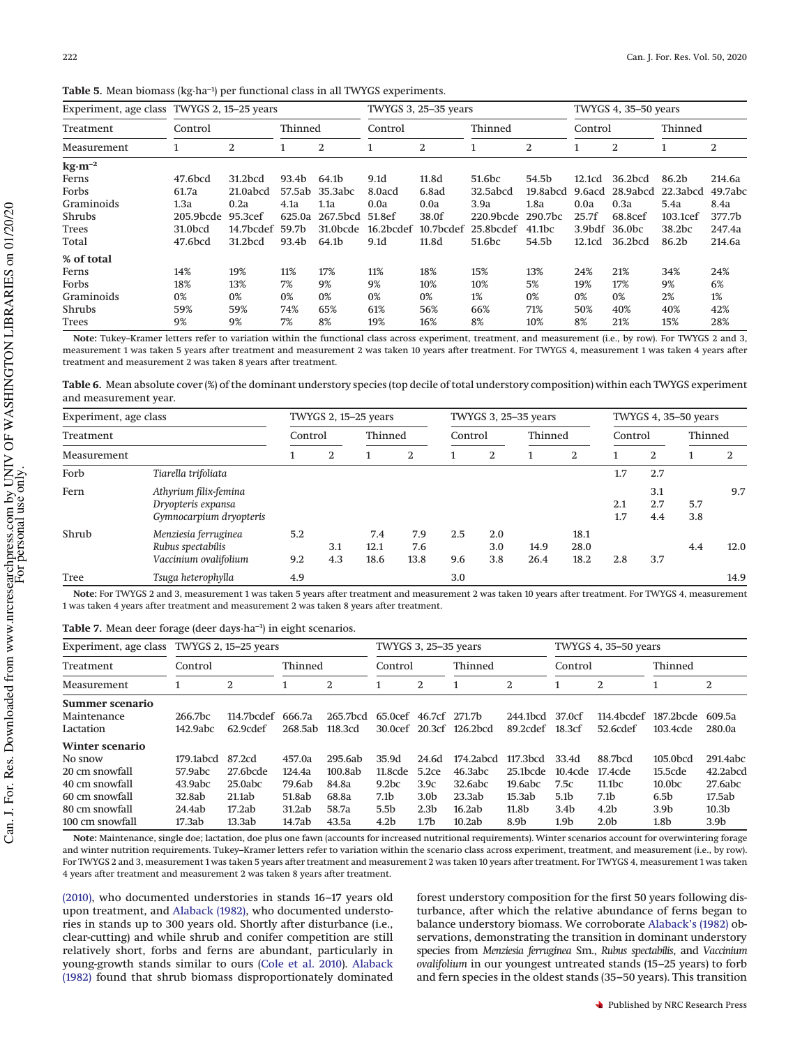**Table 5.** Mean biomass (kg·ha$^{-1}$) per functional class in all TWYGS experiments.

| Experiment, age class | TWYGS 2, 15–25 years | | | | TWYGS 3, 25–35 years | | | | TWYGS 4, 35–50 years | | | |
|---|---|---|---|---|---|---|---|---|---|---|---|---|
| Treatment | Control | | Thinned | | Control | | Thinned | | Control | | Thinned | |
| Measurement | 1 | 2 | 1 | 2 | 1 | 2 | 1 | 2 | 1 | 2 | 1 | 2 |
| **kg·m$^{-2}$** | | | | | | | | | | | | |
| Ferns | 47.6bcd | 31.2bcd | 93.4b | 64.1b | 9.1d | 11.8d | 51.6bc | 54.5b | 12.1cd | 36.2bcd | 86.2b | 214.6a |
| Forbs | 61.7a | 21.0abcd | 57.5ab | 35.3abc | 8.0acd | 6.8ad | 32.5abcd | 19.8abcd | 9.6acd | 28.9abcd | 22.3abcd | 49.7abc |
| Graminoids | 1.3a | 0.2a | 4.1a | 1.1a | 0.0a | 0.0a | 3.9a | 1.8a | 0.0a | 0.3a | 5.4a | 8.4a |
| Shrubs | 205.9bcde | 95.3cef | 625.0a | 267.5bcd | 51.8ef | 38.0f | 220.9bcde | 290.7bc | 25.7f | 68.8cef | 103.1cef | 377.7b |
| Trees | 31.0bcd | 14.7bcdef | 59.7b | 31.0bcde | 16.2bcdef | 10.7bcdef | 25.8bcdef | 41.1bc | 3.9bdf | 36.0bc | 38.2bc | 247.4a |
| Total | 47.6bcd | 31.2bcd | 93.4b | 64.1b | 9.1d | 11.8d | 51.6bc | 54.5b | 12.1cd | 36.2bcd | 86.2b | 214.6a |
| **% of total** | | | | | | | | | | | | |
| Ferns | 14% | 19% | 11% | 17% | 11% | 18% | 15% | 13% | 24% | 21% | 34% | 24% |
| Forbs | 18% | 13% | 7% | 9% | 9% | 10% | 10% | 5% | 19% | 17% | 9% | 6% |
| Graminoids | 0% | 0% | 0% | 0% | 0% | 0% | 1% | 0% | 0% | 0% | 2% | 1% |
| Shrubs | 59% | 59% | 74% | 65% | 61% | 56% | 66% | 71% | 50% | 40% | 40% | 42% |
| Trees | 9% | 9% | 7% | 8% | 19% | 16% | 8% | 10% | 8% | 21% | 15% | 28% |

**Note:** Tukey–Kramer letters refer to variation within the functional class across experiment, treatment, and measurement (i.e., by row). For TWYGS 2 and 3, measurement 1 was taken 5 years after treatment and measurement 2 was taken 10 years after treatment. For TWYGS 4, measurement 1 was taken 4 years after treatment and measurement 2 was taken 8 years after treatment.

**Table 6.** Mean absolute cover (%) of the dominant understory species (top decile of total understory composition) within each TWYGS experiment and measurement year.

| Experiment, age class | | TWYGS 2, 15–25 years | | | | TWYGS 3, 25–35 years | | | | TWYGS 4, 35–50 years | | | |
|---|---|---|---|---|---|---|---|---|---|---|---|---|---|
| Treatment | | Control | | Thinned | | Control | | Thinned | | Control | | Thinned | |
| Measurement | | 1 | 2 | 1 | 2 | 1 | 2 | 1 | 2 | 1 | 2 | 1 | 2 |
| Forb | *Tiarella trifoliata* | | | | | | | | | 1.7 | 2.7 | | |
| Fern | *Athyrium filix-femina* | | | | | | | | | | 3.1 | | 9.7 |
| | *Dryopteris expansa* | | | | | | | | | 2.1 | 2.7 | 5.7 | |
| | *Gymnocarpium dryopteris* | | | | | | | | | 1.7 | 4.4 | 3.8 | |
| Shrub | *Menziesia ferruginea* | 5.2 | | 7.4 | 7.9 | 2.5 | 2.0 | | 18.1 | | | | |
| | *Rubus spectabilis* | | 3.1 | 12.1 | 7.6 | | 3.0 | 14.9 | 28.0 | | | 4.4 | 12.0 |
| | *Vaccinium ovalifolium* | 9.2 | 4.3 | 18.6 | 13.8 | 9.6 | 3.8 | 26.4 | 18.2 | 2.8 | 3.7 | | |
| Tree | *Tsuga heterophylla* | 4.9 | | | | 3.0 | | | | | | | 14.9 |

**Note:** For TWYGS 2 and 3, measurement 1 was taken 5 years after treatment and measurement 2 was taken 10 years after treatment. For TWYGS 4, measurement 1 was taken 4 years after treatment and measurement 2 was taken 8 years after treatment.

**Table 7.** Mean deer forage (deer days·ha$^{-1}$) in eight scenarios.

| Experiment, age class | TWYGS 2, 15–25 years | | | | TWYGS 3, 25–35 years | | | | TWYGS 4, 35–50 years | | | |
|---|---|---|---|---|---|---|---|---|---|---|---|---|
| Treatment | Control | | Thinned | | Control | | Thinned | | Control | | Thinned | |
| Measurement | 1 | 2 | 1 | 2 | 1 | 2 | 1 | 2 | 1 | 2 | 1 | 2 |
| **Summer scenario** | | | | | | | | | | | | |
| Maintenance | 266.7bc | 114.7bcdef | 666.7a | 265.7bcd | 65.0cef | 46.7cf | 271.7b | 244.1bcd | 37.0cf | 114.4bcdef | 187.2bcde | 609.5a |
| Lactation | 142.9abc | 62.9cdef | 268.5ab | 118.3cd | 30.0cef | 20.3cf | 126.2bcd | 89.2cdef | 18.3cf | 52.6cdef | 103.4cde | 280.0a |
| **Winter scenario** | | | | | | | | | | | | |
| No snow | 179.1abcd | 87.2cd | 457.0a | 295.6ab | 35.9d | 24.6d | 174.2abcd | 117.3bcd | 33.4d | 88.7bcd | 105.0bcd | 291.4abc |
| 20 cm snowfall | 57.9abc | 27.6bcde | 124.4a | 100.8ab | 11.8cde | 5.2ce | 46.3abc | 25.1bcde | 10.4cde | 17.4cde | 15.5cde | 42.2abcd |
| 40 cm snowfall | 43.9abc | 25.0abc | 79.6ab | 84.8a | 9.2bc | 3.9c | 32.6abc | 19.6abc | 7.5c | 11.1bc | 10.0bc | 27.6abc |
| 60 cm snowfall | 32.8ab | 21.1ab | 51.8ab | 68.8a | 7.1b | 3.0b | 23.3ab | 15.3ab | 5.1b | 7.1b | 6.5b | 17.5ab |
| 80 cm snowfall | 24.4ab | 17.2ab | 31.2ab | 58.7a | 5.5b | 2.3b | 16.2ab | 11.8b | 3.4b | 4.2b | 3.9b | 10.3b |
| 100 cm snowfall | 17.3ab | 13.3ab | 14.7ab | 43.5a | 4.2b | 1.7b | 10.2ab | 8.9b | 1.9b | 2.0b | 1.8b | 3.9b |

**Note:** Maintenance, single doe; lactation, doe plus one fawn (accounts for increased nutritional requirements). Winter scenarios account for overwintering forage and winter nutrition requirements. Tukey–Kramer letters refer to variation within the scenario class across experiment, treatment, and measurement (i.e., by row). For TWYGS 2 and 3, measurement 1 was taken 5 years after treatment and measurement 2 was taken 10 years after treatment. For TWYGS 4, measurement 1 was taken 4 years after treatment and measurement 2 was taken 8 years after treatment.

(2010), who documented understories in stands 16–17 years old upon treatment, and Alaback (1982), who documented understories in stands up to 300 years old. Shortly after disturbance (i.e., clear-cutting) and while shrub and conifer competition are still relatively short, forbs and ferns are abundant, particularly in young-growth stands similar to ours (Cole et al. 2010). Alaback (1982) found that shrub biomass disproportionately dominated forest understory composition for the first 50 years following disturbance, after which the relative abundance of ferns began to balance understory biomass. We corroborate Alaback's (1982) observations, demonstrating the transition in dominant understory species from *Menziesia ferruginea* Sm., *Rubus spectabilis*, and *Vaccinium ovalifolium* in our youngest untreated stands (15–25 years) to forb and fern species in the oldest stands (35–50 years). This transition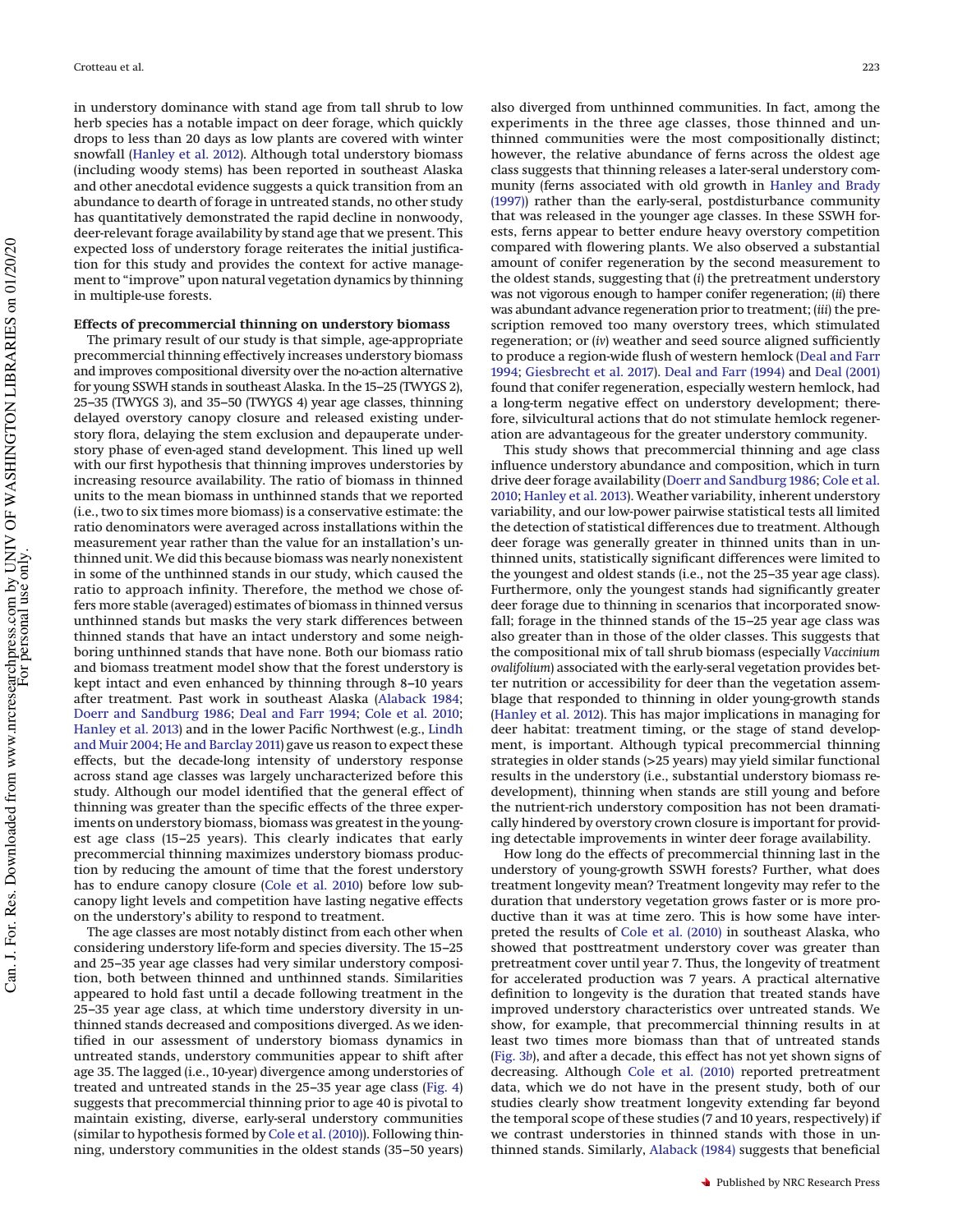in understory dominance with stand age from tall shrub to low herb species has a notable impact on deer forage, which quickly drops to less than 20 days as low plants are covered with winter snowfall (Hanley et al. 2012). Although total understory biomass (including woody stems) has been reported in southeast Alaska and other anecdotal evidence suggests a quick transition from an abundance to dearth of forage in untreated stands, no other study has quantitatively demonstrated the rapid decline in nonwoody, deer-relevant forage availability by stand age that we present. This expected loss of understory forage reiterates the initial justification for this study and provides the context for active management to "improve" upon natural vegetation dynamics by thinning in multiple-use forests.

### Effects of precommercial thinning on understory biomass

The primary result of our study is that simple, age-appropriate precommercial thinning effectively increases understory biomass and improves compositional diversity over the no-action alternative for young SSWH stands in southeast Alaska. In the 15–25 (TWYGS 2), 25–35 (TWYGS 3), and 35–50 (TWYGS 4) year age classes, thinning delayed overstory canopy closure and released existing understory flora, delaying the stem exclusion and depauperate understory phase of even-aged stand development. This lined up well with our first hypothesis that thinning improves understories by increasing resource availability. The ratio of biomass in thinned units to the mean biomass in unthinned stands that we reported (i.e., two to six times more biomass) is a conservative estimate: the ratio denominators were averaged across installations within the measurement year rather than the value for an installation's unthinned unit. We did this because biomass was nearly nonexistent in some of the unthinned stands in our study, which caused the ratio to approach infinity. Therefore, the method we chose offers more stable (averaged) estimates of biomass in thinned versus unthinned stands but masks the very stark differences between thinned stands that have an intact understory and some neighboring unthinned stands that have none. Both our biomass ratio and biomass treatment model show that the forest understory is kept intact and even enhanced by thinning through 8–10 years after treatment. Past work in southeast Alaska (Alaback 1984; Doerr and Sandburg 1986; Deal and Farr 1994; Cole et al. 2010; Hanley et al. 2013) and in the lower Pacific Northwest (e.g., Lindh and Muir 2004; He and Barclay 2011) gave us reason to expect these effects, but the decade-long intensity of understory response across stand age classes was largely uncharacterized before this study. Although our model identified that the general effect of thinning was greater than the specific effects of the three experiments on understory biomass, biomass was greatest in the youngest age class (15–25 years). This clearly indicates that early precommercial thinning maximizes understory biomass production by reducing the amount of time that the forest understory has to endure canopy closure (Cole et al. 2010) before low subcanopy light levels and competition have lasting negative effects on the understory's ability to respond to treatment.

The age classes are most notably distinct from each other when considering understory life-form and species diversity. The 15–25 and 25–35 year age classes had very similar understory composition, both between thinned and unthinned stands. Similarities appeared to hold fast until a decade following treatment in the 25–35 year age class, at which time understory diversity in unthinned stands decreased and compositions diverged. As we identified in our assessment of understory biomass dynamics in untreated stands, understory communities appear to shift after age 35. The lagged (i.e., 10-year) divergence among understories of treated and untreated stands in the 25–35 year age class (Fig. 4) suggests that precommercial thinning prior to age 40 is pivotal to maintain existing, diverse, early-seral understory communities (similar to hypothesis formed by Cole et al. (2010)). Following thinning, understory communities in the oldest stands (35–50 years) also diverged from unthinned communities. In fact, among the experiments in the three age classes, those thinned and unthinned communities were the most compositionally distinct; however, the relative abundance of ferns across the oldest age class suggests that thinning releases a later-seral understory community (ferns associated with old growth in Hanley and Brady (1997)) rather than the early-seral, postdisturbance community that was released in the younger age classes. In these SSWH forests, ferns appear to better endure heavy overstory competition compared with flowering plants. We also observed a substantial amount of conifer regeneration by the second measurement to the oldest stands, suggesting that (*i*) the pretreatment understory was not vigorous enough to hamper conifer regeneration; (*ii*) there was abundant advance regeneration prior to treatment; (*iii*) the prescription removed too many overstory trees, which stimulated regeneration; or (*iv*) weather and seed source aligned sufficiently to produce a region-wide flush of western hemlock (Deal and Farr 1994; Giesbrecht et al. 2017). Deal and Farr (1994) and Deal (2001) found that conifer regeneration, especially western hemlock, had a long-term negative effect on understory development; therefore, silvicultural actions that do not stimulate hemlock regeneration are advantageous for the greater understory community.

This study shows that precommercial thinning and age class influence understory abundance and composition, which in turn drive deer forage availability (Doerr and Sandburg 1986; Cole et al. 2010; Hanley et al. 2013). Weather variability, inherent understory variability, and our low-power pairwise statistical tests all limited the detection of statistical differences due to treatment. Although deer forage was generally greater in thinned units than in unthinned units, statistically significant differences were limited to the youngest and oldest stands (i.e., not the 25–35 year age class). Furthermore, only the youngest stands had significantly greater deer forage due to thinning in scenarios that incorporated snowfall; forage in the thinned stands of the 15–25 year age class was also greater than in those of the older classes. This suggests that the compositional mix of tall shrub biomass (especially *Vaccinium ovalifolium*) associated with the early-seral vegetation provides better nutrition or accessibility for deer than the vegetation assemblage that responded to thinning in older young-growth stands (Hanley et al. 2012). This has major implications in managing for deer habitat: treatment timing, or the stage of stand development, is important. Although typical precommercial thinning strategies in older stands (>25 years) may yield similar functional results in the understory (i.e., substantial understory biomass redevelopment), thinning when stands are still young and before the nutrient-rich understory composition has not been dramatically hindered by overstory crown closure is important for providing detectable improvements in winter deer forage availability.

How long do the effects of precommercial thinning last in the understory of young-growth SSWH forests? Further, what does treatment longevity mean? Treatment longevity may refer to the duration that understory vegetation grows faster or is more productive than it was at time zero. This is how some have interpreted the results of Cole et al. (2010) in southeast Alaska, who showed that posttreatment understory cover was greater than pretreatment cover until year 7. Thus, the longevity of treatment for accelerated production was 7 years. A practical alternative definition to longevity is the duration that treated stands have improved understory characteristics over untreated stands. We show, for example, that precommercial thinning results in at least two times more biomass than that of untreated stands (Fig. 3*b*), and after a decade, this effect has not yet shown signs of decreasing. Although Cole et al. (2010) reported pretreatment data, which we do not have in the present study, both of our studies clearly show treatment longevity extending far beyond the temporal scope of these studies (7 and 10 years, respectively) if we contrast understories in thinned stands with those in unthinned stands. Similarly, Alaback (1984) suggests that beneficial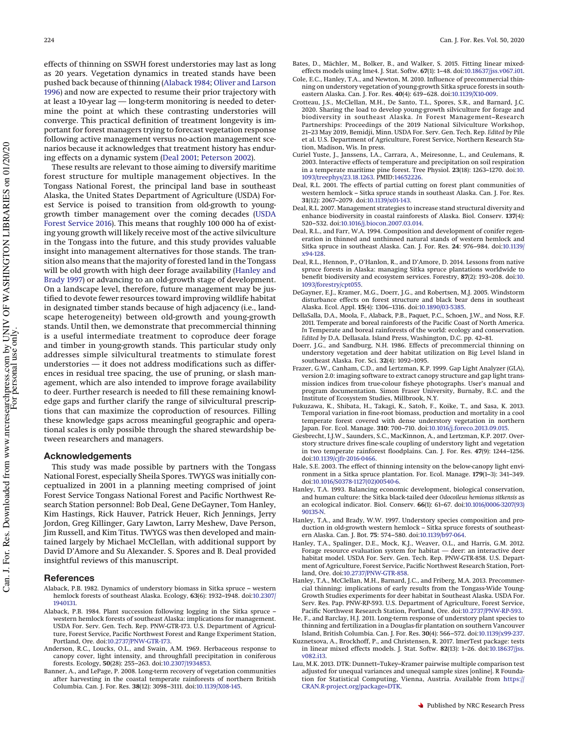effects of thinning on SSWH forest understories may last as long as 20 years. Vegetation dynamics in treated stands have been pushed back because of thinning (Alaback 1984; Oliver and Larson 1996) and now are expected to resume their prior trajectory with at least a 10-year lag — long-term monitoring is needed to determine the point at which these contrasting understories will converge. This practical definition of treatment longevity is important for forest managers trying to forecast vegetation response following active management versus no-action management scenarios because it acknowledges that treatment history has enduring effects on a dynamic system (Deal 2001; Peterson 2002).

These results are relevant to those aiming to diversify maritime forest structure for multiple management objectives. In the Tongass National Forest, the principal land base in southeast Alaska, the United States Department of Agriculture (USDA) Forest Service is poised to transition from old-growth to young-growth timber management over the coming decades (USDA Forest Service 2016). This means that roughly 100 000 ha of existing young growth will likely receive most of the active silviculture in the Tongass into the future, and this study provides valuable insight into management alternatives for those stands. The transition also means that the majority of forested land in the Tongass will be old growth with high deer forage availability (Hanley and Brady 1997) or advancing to an old-growth stage of development. On a landscape level, therefore, future management may be justified to devote fewer resources toward improving wildlife habitat in designated timber stands because of high adjacency (i.e., landscape heterogeneity) between old-growth and young-growth stands. Until then, we demonstrate that precommercial thinning is a useful intermediate treatment to coproduce deer forage and timber in young-growth stands. This particular study only addresses simple silvicultural treatments to stimulate forest understories — it does not address modifications such as differences in residual tree spacing, the use of pruning, or slash management, which are also intended to improve forage availability to deer. Further research is needed to fill these remaining knowledge gaps and further clarify the range of silvicultural prescriptions that can maximize the coproduction of resources. Filling these knowledge gaps across meaningful geographic and operational scales is only possible through the shared stewardship between researchers and managers.

## Acknowledgements

This study was made possible by partners with the Tongass National Forest, especially Sheila Spores. TWYGS was initially conceptualized in 2001 in a planning meeting comprised of joint Forest Service Tongass National Forest and Pacific Northwest Research Station personnel: Bob Deal, Gene DeGayner, Tom Hanley, Kim Hastings, Rick Hauver, Patrick Heuer, Rich Jennings, Jerry Jordon, Greg Killinger, Gary Lawton, Larry Meshew, Dave Person, Jim Russell, and Kim Titus. TWYGS was then developed and maintained largely by Michael McClellan, with additional support by David D'Amore and Su Alexander. S. Spores and B. Deal provided insightful reviews of this manuscript.

## References

Alaback, P.B. 1982. Dynamics of understory biomass in Sitka spruce – western hemlock forests of southeast Alaska. Ecology, **63**(6): 1932–1948. doi:10.2307/1940131.

Alaback, P.B. 1984. Plant succession following logging in the Sitka spruce – western hemlock forests of southeast Alaska: implications for management. USDA For. Serv. Gen. Tech. Rep. PNW-GTR-173. U.S. Department of Agriculture, Forest Service, Pacific Northwest Forest and Range Experiment Station, Portland, Ore. doi:10.2737/PNW-GTR-173.

Anderson, R.C., Loucks, O.L., and Swain, A.M. 1969. Herbaceous response to canopy cover, light intensity, and throughfall precipitation in coniferous forests. Ecology, **50**(28): 255–263. doi:10.2307/1934853.

Banner, A., and LePage, P. 2008. Long-term recovery of vegetation communities after harvesting in the coastal temperate rainforests of northern British Columbia. Can. J. For. Res. **38**(12): 3098–3111. doi:10.1139/X08-145.

Bates, D., Mächler, M., Bolker, B., and Walker, S. 2015. Fitting linear mixed-effects models using lme4. J. Stat. Softw. **67**(1): 1–48. doi:10.18637/jss.v067.i01.

Cole, E.C., Hanley, T.A., and Newton, M. 2010. Influence of precommercial thinning on understory vegetation of young-growth Sitka spruce forests in southeastern Alaska. Can. J. For. Res. **40**(4): 619–628. doi:10.1139/X10-009.

Crotteau, J.S., McClellan, M.H., De Santo, T.L., Spores, S.R., and Barnard, J.C. 2020. Sharing the load to develop young-growth silviculture for forage and biodiversity in southeast Alaska. *In* Forest Management–Research Partnerships: Proceedings of the 2019 National Silviculture Workshop, 21–23 May 2019, Bemidji, Minn. USDA For. Serv. Gen. Tech. Rep. *Edited by* Pile et al. U.S. Department of Agriculture, Forest Service, Northern Research Station, Madison, Wis. In press.

Curiel Yuste, J., Janssens, I.A., Carrara, A., Meiresonne, L., and Ceulemans, R. 2003. Interactive effects of temperature and precipitation on soil respiration in a temperate maritime pine forest. Tree Physiol. **23**(18): 1263–1270. doi:10.1093/treephys/23.18.1263. PMID:14652226.

Deal, R.L. 2001. The effects of partial cutting on forest plant communities of western hemlock – Sitka spruce stands in southeast Alaska. Can. J. For. Res. **31**(12): 2067–2079. doi:10.1139/x01-143.

Deal, R.L. 2007. Management strategies to increase stand structural diversity and enhance biodiversity in coastal rainforests of Alaska. Biol. Conserv. **137**(4): 520–532. doi:10.1016/j.biocon.2007.03.014.

Deal, R.L., and Farr, W.A. 1994. Composition and development of conifer regeneration in thinned and unthinned natural stands of western hemlock and Sitka spruce in southeast Alaska. Can. J. For. Res. **24**: 976–984. doi:10.1139/x94-128.

Deal, R.L., Hennon, P., O'Hanlon, R., and D'Amore, D. 2014. Lessons from native spruce forests in Alaska: managing Sitka spruce plantations worldwide to benefit biodiversity and ecosystem services. Forestry, **87**(2): 193–208. doi:10.1093/forestry/cpt055.

DeGayner, E.J., Kramer, M.G., Doerr, J.G., and Robertsen, M.J. 2005. Windstorm disturbance effects on forest structure and black bear dens in southeast Alaska. Ecol. Appl. **15**(4): 1306–1316. doi:10.1890/03-5385.

DellaSalla, D.A., Moola, F., Alaback, P.B., Paquet, P.C., Schoen, J.W., and Noss, R.F. 2011. Temperate and boreal rainforests of the Pacific Coast of North America. *In* Temperate and boreal rainforests of the world: ecology and conservation. *Edited by* D.A. Dellasala. Island Press, Washington, D.C. pp. 42–81.

Doerr, J.G., and Sandburg, N.H. 1986. Effects of precommercial thinning on understory vegetation and deer habitat utilization on Big Level Island in southeast Alaska. For. Sci. **32**(4): 1092–1095.

Frazer, G.W., Canham, C.D., and Lertzman, K.P. 1999. Gap Light Analyzer (GLA), version 2.0: imaging software to extract canopy structure and gap light transmission indices from true-colour fisheye photographs. User's manual and program documentation. Simon Fraser University, Burnaby, B.C. and the Institute of Ecosystem Studies, Millbrook, N.Y.

Fukuzawa, K., Shibata, H., Takagi, K., Satoh, F., Koike, T., and Sasa, K. 2013. Temporal variation in fine-root biomass, production and mortality in a cool temperate forest covered with dense understory vegetation in northern Japan. For. Ecol. Manage. **310**: 700–710. doi:10.1016/j.foreco.2013.09.015.

Giesbrecht, I.J.W., Saunders, S.C., MacKinnon, A., and Lertzman, K.P. 2017. Overstory structure drives fine-scale coupling of understory light and vegetation in two temperate rainforest floodplains. Can. J. For. Res. **47**(9): 1244–1256. doi:10.1139/cjfr-2016-0466.

Hale, S.E. 2003. The effect of thinning intensity on the below-canopy light environment in a Sitka spruce plantation. For. Ecol. Manage. **179**(1–3): 341–349. doi:10.1016/S0378-1127(02)00540-6.

Hanley, T.A. 1993. Balancing economic development, biological conservation, and human culture: the Sitka black-tailed deer *Odocoileus hemionus sitkensis* as an ecological indicator. Biol. Conserv. **66**(1): 61–67. doi:10.1016/0006-3207(93)90135-N.

Hanley, T.A., and Brady, W.W. 1997. Understory species composition and production in old-growth western hemlock – Sitka spruce forests of southeastern Alaska. Can. J. Bot. **75**: 574–580. doi:10.1139/b97-064.

Hanley, T.A., Spalinger, D.E., Mock, K.J., Weaver, O.L., and Harris, G.M. 2012. Forage resource evaluation system for habitat — deer: an interactive deer habitat model. USDA For. Serv. Gen. Tech. Rep. PNW-GTR-858. U.S. Department of Agriculture, Forest Service, Pacific Northwest Research Station, Portland, Ore. doi:10.2737/PNW-GTR-858.

Hanley, T.A., McClellan, M.H., Barnard, J.C., and Friberg, M.A. 2013. Precommercial thinning: implications of early results from the Tongass-Wide Young-Growth Studies experiments for deer habitat in Southeast Alaska. USDA For. Serv. Res. Pap. PNW-RP-593. U.S. Department of Agriculture, Forest Service, Pacific Northwest Research Station, Portland, Ore. doi:10.2737/PNW-RP-593.

He, F., and Barclay, H.J. 2011. Long-term response of understory plant species to thinning and fertilization in a Douglas-fir plantation on southern Vancouver Island, British Columbia. Can. J. For. Res. **30**(4): 566–572. doi:10.1139/x99-237.

Kuznetsova, A., Brockhoff, P., and Christensen, R. 2017. lmerTest package: tests in linear mixed effects models. J. Stat. Softw. **82**(13): 1–26. doi:10.18637/jss.v082.i13.

Lau, M.K. 2013. DTK: Dunnett–Tukey–Kramer pairwise multiple comparison test adjusted for unequal variances and unequal sample sizes [online]. R Foundation for Statistical Computing, Vienna, Austria. Available from https://CRAN.R-project.org/package=DTK.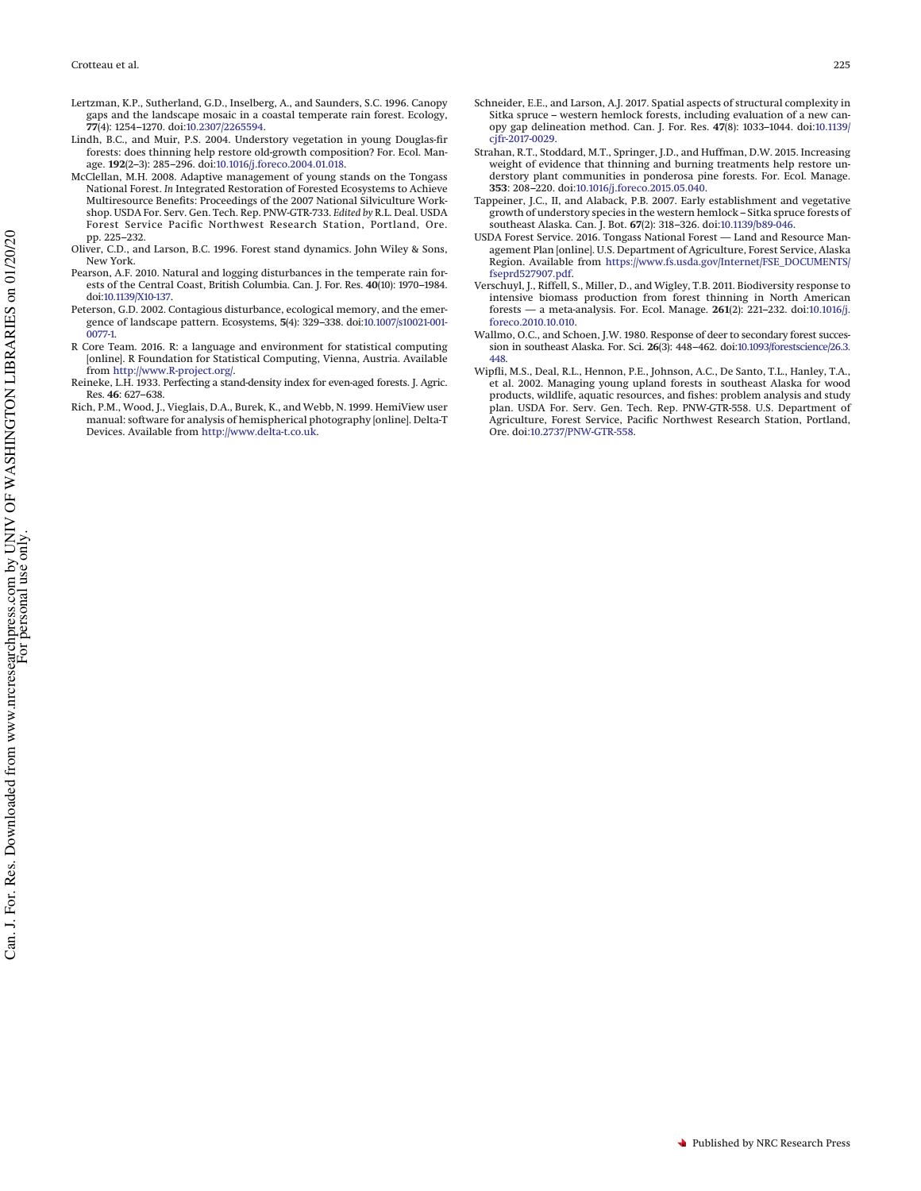Lertzman, K.P., Sutherland, G.D., Inselberg, A., and Saunders, S.C. 1996. Canopy gaps and the landscape mosaic in a coastal temperate rain forest. Ecology, **77**(4): 1254–1270. doi:10.2307/2265594.

Lindh, B.C., and Muir, P.S. 2004. Understory vegetation in young Douglas-fir forests: does thinning help restore old-growth composition? For. Ecol. Manage. **192**(2–3): 285–296. doi:10.1016/j.foreco.2004.01.018.

McClellan, M.H. 2008. Adaptive management of young stands on the Tongass National Forest. *In* Integrated Restoration of Forested Ecosystems to Achieve Multiresource Benefits: Proceedings of the 2007 National Silviculture Workshop. USDA For. Serv. Gen. Tech. Rep. PNW-GTR-733. *Edited by* R.L. Deal. USDA Forest Service Pacific Northwest Research Station, Portland, Ore. pp. 225–232.

Oliver, C.D., and Larson, B.C. 1996. Forest stand dynamics. John Wiley & Sons, New York.

Pearson, A.F. 2010. Natural and logging disturbances in the temperate rain forests of the Central Coast, British Columbia. Can. J. For. Res. **40**(10): 1970–1984. doi:10.1139/X10-137.

Peterson, G.D. 2002. Contagious disturbance, ecological memory, and the emergence of landscape pattern. Ecosystems, **5**(4): 329–338. doi:10.1007/s10021-001-0077-1.

R Core Team. 2016. R: a language and environment for statistical computing [online]. R Foundation for Statistical Computing, Vienna, Austria. Available from http://www.R-project.org/.

Reineke, L.H. 1933. Perfecting a stand-density index for even-aged forests. J. Agric. Res. **46**: 627–638.

Rich, P.M., Wood, J., Vieglais, D.A., Burek, K., and Webb, N. 1999. HemiView user manual: software for analysis of hemispherical photography [online]. Delta-T Devices. Available from http://www.delta-t.co.uk.

Schneider, E.E., and Larson, A.J. 2017. Spatial aspects of structural complexity in Sitka spruce – western hemlock forests, including evaluation of a new canopy gap delineation method. Can. J. For. Res. **47**(8): 1033–1044. doi:10.1139/cjfr-2017-0029.

Strahan, R.T., Stoddard, M.T., Springer, J.D., and Huffman, D.W. 2015. Increasing weight of evidence that thinning and burning treatments help restore understory plant communities in ponderosa pine forests. For. Ecol. Manage. **353**: 208–220. doi:10.1016/j.foreco.2015.05.040.

Tappeiner, J.C., II, and Alaback, P.B. 2007. Early establishment and vegetative growth of understory species in the western hemlock – Sitka spruce forests of southeast Alaska. Can. J. Bot. **67**(2): 318–326. doi:10.1139/b89-046.

USDA Forest Service. 2016. Tongass National Forest — Land and Resource Management Plan [online]. U.S. Department of Agriculture, Forest Service, Alaska Region. Available from https://www.fs.usda.gov/Internet/FSE_DOCUMENTS/fseprd527907.pdf.

Verschuyl, J., Riffell, S., Miller, D., and Wigley, T.B. 2011. Biodiversity response to intensive biomass production from forest thinning in North American forests — a meta-analysis. For. Ecol. Manage. **261**(2): 221–232. doi:10.1016/j.foreco.2010.10.010.

Wallmo, O.C., and Schoen, J.W. 1980. Response of deer to secondary forest succession in southeast Alaska. For. Sci. **26**(3): 448–462. doi:10.1093/forestscience/26.3.448.

Wipfli, M.S., Deal, R.L., Hennon, P.E., Johnson, A.C., De Santo, T.L., Hanley, T.A., et al. 2002. Managing young upland forests in southeast Alaska for wood products, wildlife, aquatic resources, and fishes: problem analysis and study plan. USDA For. Serv. Gen. Tech. Rep. PNW-GTR-558. U.S. Department of Agriculture, Forest Service, Pacific Northwest Research Station, Portland, Ore. doi:10.2737/PNW-GTR-558.